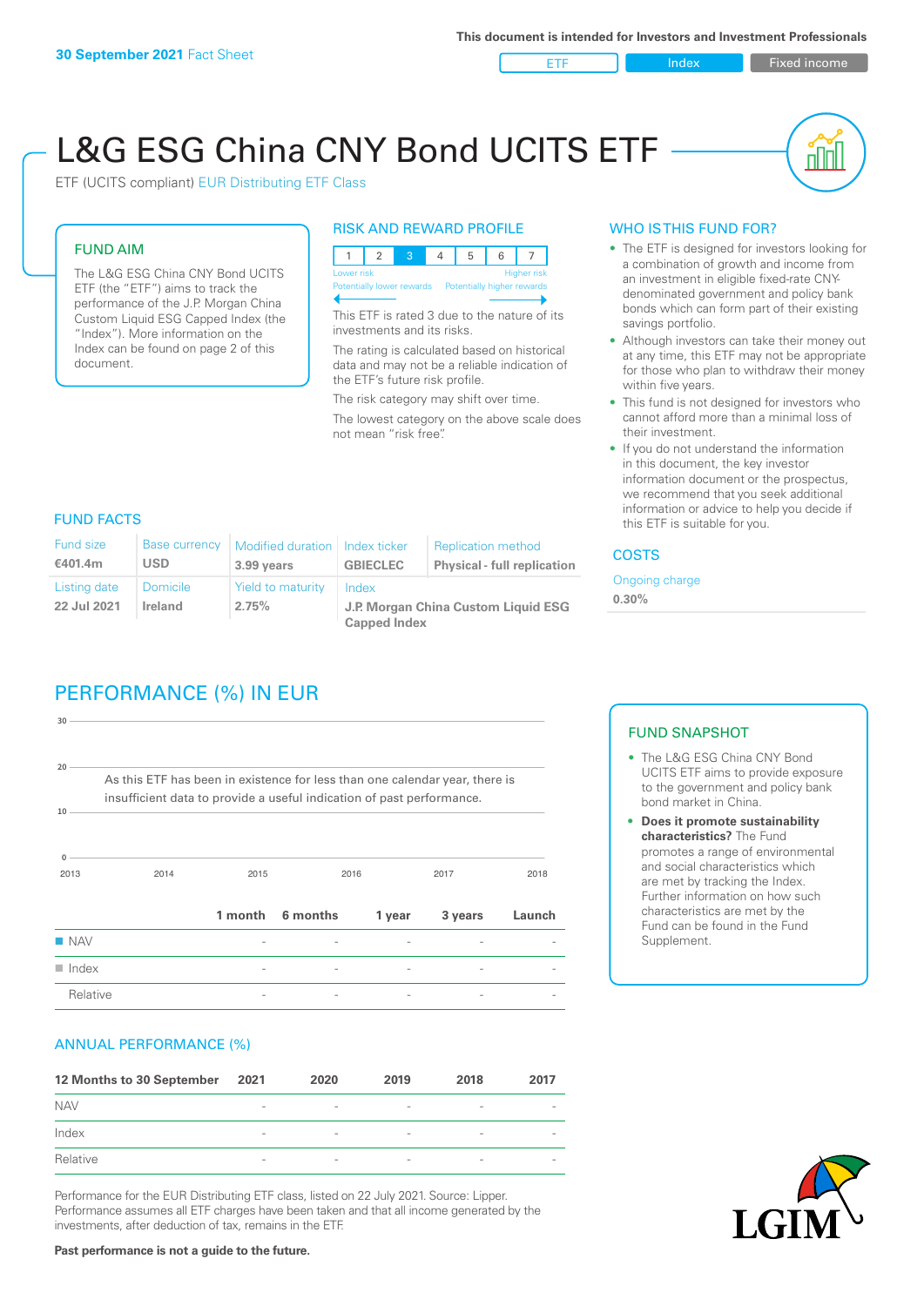**30 September 2021** Fact Sheet

This document is intended for Investors and Investment Professionals

ETF | Index | Fixed income

# L&G ESG China CNY Bond UCITS ETF

ETF (UCITS compliant) EUR Distributing ETF Class

## FUND AIM

The L&G ESG China CNY Bond UCITS ETF (the "ETF") aims to track the performance of the J.P. Morgan China Custom Liquid ESG Capped Index (the "Index"). More information on the Index can be found on page 2 of this document.

## RISK AND REWARD PROFILE

| 1 | 2 | **3** | 4 | 5 | 6 | 7 |
|---|---|---|---|---|---|---|

Lower risk — Higher risk
Potentially lower rewards — Potentially higher rewards

This ETF is rated 3 due to the nature of its investments and its risks.

The rating is calculated based on historical data and may not be a reliable indication of the ETF's future risk profile.

The risk category may shift over time.

The lowest category on the above scale does not mean "risk free".

## WHO IS THIS FUND FOR?

- The ETF is designed for investors looking for a combination of growth and income from an investment in eligible fixed-rate CNY-denominated government and policy bank bonds which can form part of their existing savings portfolio.
- Although investors can take their money out at any time, this ETF may not be appropriate for those who plan to withdraw their money within five years.
- This fund is not designed for investors who cannot afford more than a minimal loss of their investment.
- If you do not understand the information in this document, the key investor information document or the prospectus, we recommend that you seek additional information or advice to help you decide if this ETF is suitable for you.

## FUND FACTS

| Fund size | Base currency | Modified duration | Index ticker | Replication method |
|---|---|---|---|---|
| **€401.4m** | **USD** | **3.99 years** | **GBIECLEC** | **Physical - full replication** |
| **Listing date** | **Domicile** | **Yield to maturity** | **Index** | |
| **22 Jul 2021** | **Ireland** | **2.75%** | **J.P. Morgan China Custom Liquid ESG Capped Index** | |

## COSTS

Ongoing charge
**0.30%**

## PERFORMANCE (%) IN EUR

As this ETF has been in existence for less than one calendar year, there is insufficient data to provide a useful indication of past performance.

| | 1 month | 6 months | 1 year | 3 years | Launch |
|---|---|---|---|---|---|
| NAV | - | - | - | - | - |
| Index | - | - | - | - | - |
| Relative | - | - | - | - | - |

## FUND SNAPSHOT

- The L&G ESG China CNY Bond UCITS ETF aims to provide exposure to the government and policy bank bond market in China.
- **Does it promote sustainability characteristics?** The Fund promotes a range of environmental and social characteristics which are met by tracking the Index. Further information on how such characteristics are met by the Fund can be found in the Fund Supplement.

## ANNUAL PERFORMANCE (%)

| 12 Months to 30 September | 2021 | 2020 | 2019 | 2018 | 2017 |
|---|---|---|---|---|---|
| NAV | - | - | - | - | - |
| Index | - | - | - | - | - |
| Relative | - | - | - | - | - |

Performance for the EUR Distributing ETF class, listed on 22 July 2021. Source: Lipper. Performance assumes all ETF charges have been taken and that all income generated by the investments, after deduction of tax, remains in the ETF.

**Past performance is not a guide to the future.**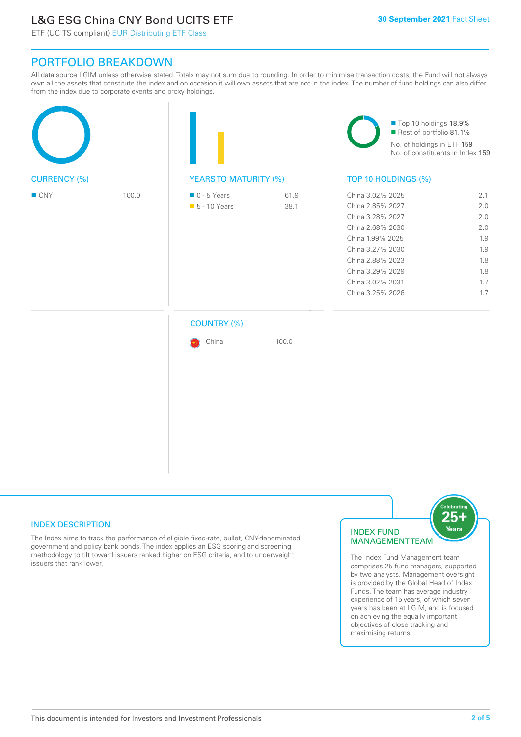# L&G ESG China CNY Bond UCITS ETF

ETF (UCITS compliant) EUR Distributing ETF Class

**30 September 2021** Fact Sheet

## PORTFOLIO BREAKDOWN

All data source LGIM unless otherwise stated. Totals may not sum due to rounding. In order to minimise transaction costs, the Fund will not always own all the assets that constitute the index and on occasion it will own assets that are not in the index. The number of fund holdings can also differ from the index due to corporate events and proxy holdings.

- Top 10 holdings 18.9%
- Rest of portfolio 81.1%

No. of holdings in ETF 159

No. of constituents in Index 159

### CURRENCY (%)

| | |
|---|---|
| CNY | 100.0 |

### YEARS TO MATURITY (%)

| | |
|---|---|
| 0 - 5 Years | 61.9 |
| 5 - 10 Years | 38.1 |

### TOP 10 HOLDINGS (%)

| | |
|---|---|
| China 3.02% 2025 | 2.1 |
| China 2.85% 2027 | 2.0 |
| China 3.28% 2027 | 2.0 |
| China 2.68% 2030 | 2.0 |
| China 1.99% 2025 | 1.9 |
| China 3.27% 2030 | 1.9 |
| China 2.88% 2023 | 1.8 |
| China 3.29% 2029 | 1.8 |
| China 3.02% 2031 | 1.7 |
| China 3.25% 2026 | 1.7 |

### COUNTRY (%)

| | |
|---|---|
| China | 100.0 |

### INDEX DESCRIPTION

The Index aims to track the performance of eligible fixed-rate, bullet, CNY-denominated government and policy bank bonds. The index applies an ESG scoring and screening methodology to tilt toward issuers ranked higher on ESG criteria, and to underweight issuers that rank lower.

### INDEX FUND MANAGEMENT TEAM

Celebrating 25+ Years

The Index Fund Management team comprises 25 fund managers, supported by two analysts. Management oversight is provided by the Global Head of Index Funds. The team has average industry experience of 15 years, of which seven years has been at LGIM, and is focused on achieving the equally important objectives of close tracking and maximising returns.

This document is intended for Investors and Investment Professionals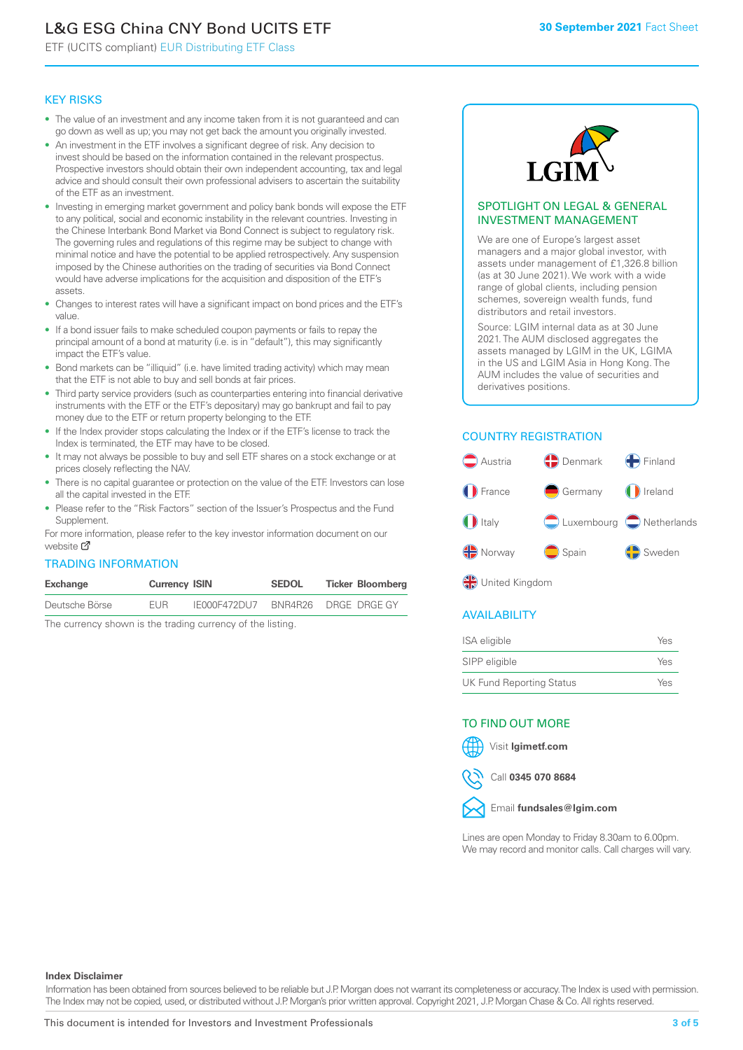# L&G ESG China CNY Bond UCITS ETF

ETF (UCITS compliant) EUR Distributing ETF Class

30 September 2021 Fact Sheet

## KEY RISKS

- The value of an investment and any income taken from it is not guaranteed and can go down as well as up; you may not get back the amount you originally invested.
- An investment in the ETF involves a significant degree of risk. Any decision to invest should be based on the information contained in the relevant prospectus. Prospective investors should obtain their own independent accounting, tax and legal advice and should consult their own professional advisers to ascertain the suitability of the ETF as an investment.
- Investing in emerging market government and policy bank bonds will expose the ETF to any political, social and economic instability in the relevant countries. Investing in the Chinese Interbank Bond Market via Bond Connect is subject to regulatory risk. The governing rules and regulations of this regime may be subject to change with minimal notice and have the potential to be applied retrospectively. Any suspension imposed by the Chinese authorities on the trading of securities via Bond Connect would have adverse implications for the acquisition and disposition of the ETF's assets.
- Changes to interest rates will have a significant impact on bond prices and the ETF's value.
- If a bond issuer fails to make scheduled coupon payments or fails to repay the principal amount of a bond at maturity (i.e. is in "default"), this may significantly impact the ETF's value.
- Bond markets can be "illiquid" (i.e. have limited trading activity) which may mean that the ETF is not able to buy and sell bonds at fair prices.
- Third party service providers (such as counterparties entering into financial derivative instruments with the ETF or the ETF's depositary) may go bankrupt and fail to pay money due to the ETF or return property belonging to the ETF.
- If the Index provider stops calculating the Index or if the ETF's license to track the Index is terminated, the ETF may have to be closed.
- It may not always be possible to buy and sell ETF shares on a stock exchange or at prices closely reflecting the NAV.
- There is no capital guarantee or protection on the value of the ETF. Investors can lose all the capital invested in the ETF.
- Please refer to the "Risk Factors" section of the Issuer's Prospectus and the Fund Supplement.

For more information, please refer to the key investor information document on our website

## TRADING INFORMATION

| Exchange | Currency | ISIN | SEDOL | Ticker | Bloomberg |
|---|---|---|---|---|---|
| Deutsche Börse | EUR | IE000F472DU7 | BNR4R26 | DRGE | DRGE GY |

The currency shown is the trading currency of the listing.

## SPOTLIGHT ON LEGAL & GENERAL INVESTMENT MANAGEMENT

We are one of Europe's largest asset managers and a major global investor, with assets under management of £1,326.8 billion (as at 30 June 2021). We work with a wide range of global clients, including pension schemes, sovereign wealth funds, fund distributors and retail investors.

Source: LGIM internal data as at 30 June 2021. The AUM disclosed aggregates the assets managed by LGIM in the UK, LGIMA in the US and LGIM Asia in Hong Kong. The AUM includes the value of securities and derivatives positions.

## COUNTRY REGISTRATION

Austria, Denmark, Finland, France, Germany, Ireland, Italy, Luxembourg, Netherlands, Norway, Spain, Sweden, United Kingdom

## AVAILABILITY

| | |
|---|---|
| ISA eligible | Yes |
| SIPP eligible | Yes |
| UK Fund Reporting Status | Yes |

## TO FIND OUT MORE

Visit **lgimetf.com**

Call **0345 070 8684**

Email **fundsales@lgim.com**

Lines are open Monday to Friday 8.30am to 6.00pm. We may record and monitor calls. Call charges will vary.

**Index Disclaimer**

Information has been obtained from sources believed to be reliable but J.P. Morgan does not warrant its completeness or accuracy. The Index is used with permission. The Index may not be copied, used, or distributed without J.P. Morgan's prior written approval. Copyright 2021, J.P. Morgan Chase & Co. All rights reserved.

This document is intended for Investors and Investment Professionals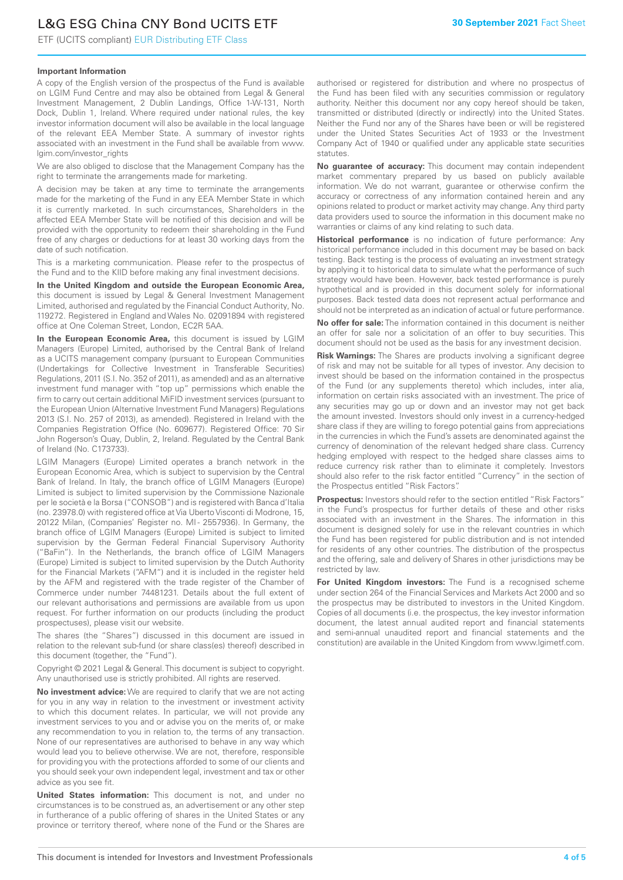### Important Information

A copy of the English version of the prospectus of the Fund is available on LGIM Fund Centre and may also be obtained from Legal & General Investment Management, 2 Dublin Landings, Office 1-W-131, North Dock, Dublin 1, Ireland. Where required under national rules, the key investor information document will also be available in the local language of the relevant EEA Member State. A summary of investor rights associated with an investment in the Fund shall be available from www.lgim.com/investor_rights

We are also obliged to disclose that the Management Company has the right to terminate the arrangements made for marketing.

A decision may be taken at any time to terminate the arrangements made for the marketing of the Fund in any EEA Member State in which it is currently marketed. In such circumstances, Shareholders in the affected EEA Member State will be notified of this decision and will be provided with the opportunity to redeem their shareholding in the Fund free of any charges or deductions for at least 30 working days from the date of such notification.

This is a marketing communication. Please refer to the prospectus of the Fund and to the KIID before making any final investment decisions.

**In the United Kingdom and outside the European Economic Area,** this document is issued by Legal & General Investment Management Limited, authorised and regulated by the Financial Conduct Authority, No. 119272. Registered in England and Wales No. 02091894 with registered office at One Coleman Street, London, EC2R 5AA.

**In the European Economic Area,** this document is issued by LGIM Managers (Europe) Limited, authorised by the Central Bank of Ireland as a UCITS management company (pursuant to European Communities (Undertakings for Collective Investment in Transferable Securities) Regulations, 2011 (S.I. No. 352 of 2011), as amended) and as an alternative investment fund manager with "top up" permissions which enable the firm to carry out certain additional MiFID investment services (pursuant to the European Union (Alternative Investment Fund Managers) Regulations 2013 (S.I. No. 257 of 2013), as amended). Registered in Ireland with the Companies Registration Office (No. 609677). Registered Office: 70 Sir John Rogerson's Quay, Dublin, 2, Ireland. Regulated by the Central Bank of Ireland (No. C173733).

LGIM Managers (Europe) Limited operates a branch network in the European Economic Area, which is subject to supervision by the Central Bank of Ireland. In Italy, the branch office of LGIM Managers (Europe) Limited is subject to limited supervision by the Commissione Nazionale per le società e la Borsa ("CONSOB") and is registered with Banca d'Italia (no. 23978.0) with registered office at Via Uberto Visconti di Modrone, 15, 20122 Milan, (Companies' Register no. MI - 2557936). In Germany, the branch office of LGIM Managers (Europe) Limited is subject to limited supervision by the German Federal Financial Supervisory Authority ("BaFin"). In the Netherlands, the branch office of LGIM Managers (Europe) Limited is subject to limited supervision by the Dutch Authority for the Financial Markets ("AFM") and it is included in the register held by the AFM and registered with the trade register of the Chamber of Commerce under number 74481231. Details about the full extent of our relevant authorisations and permissions are available from us upon request. For further information on our products (including the product prospectuses), please visit our website.

The shares (the "Shares") discussed in this document are issued in relation to the relevant sub-fund (or share class(es) thereof) described in this document (together, the "Fund").

Copyright © 2021 Legal & General. This document is subject to copyright. Any unauthorised use is strictly prohibited. All rights are reserved.

**No investment advice:** We are required to clarify that we are not acting for you in any way in relation to the investment or investment activity to which this document relates. In particular, we will not provide any investment services to you and or advise you on the merits of, or make any recommendation to you in relation to, the terms of any transaction. None of our representatives are authorised to behave in any way which would lead you to believe otherwise. We are not, therefore, responsible for providing you with the protections afforded to some of our clients and you should seek your own independent legal, investment and tax or other advice as you see fit.

**United States information:** This document is not, and under no circumstances is to be construed as, an advertisement or any other step in furtherance of a public offering of shares in the United States or any province or territory thereof, where none of the Fund or the Shares are authorised or registered for distribution and where no prospectus of the Fund has been filed with any securities commission or regulatory authority. Neither this document nor any copy hereof should be taken, transmitted or distributed (directly or indirectly) into the United States. Neither the Fund nor any of the Shares have been or will be registered under the United States Securities Act of 1933 or the Investment Company Act of 1940 or qualified under any applicable state securities statutes.

**No guarantee of accuracy:** This document may contain independent market commentary prepared by us based on publicly available information. We do not warrant, guarantee or otherwise confirm the accuracy or correctness of any information contained herein and any opinions related to product or market activity may change. Any third party data providers used to source the information in this document make no warranties or claims of any kind relating to such data.

**Historical performance** is no indication of future performance: Any historical performance included in this document may be based on back testing. Back testing is the process of evaluating an investment strategy by applying it to historical data to simulate what the performance of such strategy would have been. However, back tested performance is purely hypothetical and is provided in this document solely for informational purposes. Back tested data does not represent actual performance and should not be interpreted as an indication of actual or future performance.

**No offer for sale:** The information contained in this document is neither an offer for sale nor a solicitation of an offer to buy securities. This document should not be used as the basis for any investment decision.

**Risk Warnings:** The Shares are products involving a significant degree of risk and may not be suitable for all types of investor. Any decision to invest should be based on the information contained in the prospectus of the Fund (or any supplements thereto) which includes, inter alia, information on certain risks associated with an investment. The price of any securities may go up or down and an investor may not get back the amount invested. Investors should only invest in a currency-hedged share class if they are willing to forego potential gains from appreciations in the currencies in which the Fund's assets are denominated against the currency of denomination of the relevant hedged share class. Currency hedging employed with respect to the hedged share classes aims to reduce currency risk rather than to eliminate it completely. Investors should also refer to the risk factor entitled "Currency" in the section of the Prospectus entitled "Risk Factors".

**Prospectus:** Investors should refer to the section entitled "Risk Factors" in the Fund's prospectus for further details of these and other risks associated with an investment in the Shares. The information in this document is designed solely for use in the relevant countries in which the Fund has been registered for public distribution and is not intended for residents of any other countries. The distribution of the prospectus and the offering, sale and delivery of Shares in other jurisdictions may be restricted by law.

**For United Kingdom investors:** The Fund is a recognised scheme under section 264 of the Financial Services and Markets Act 2000 and so the prospectus may be distributed to investors in the United Kingdom. Copies of all documents (i.e. the prospectus, the key investor information document, the latest annual audited report and financial statements and semi-annual unaudited report and financial statements and the constitution) are available in the United Kingdom from www.lgimetf.com.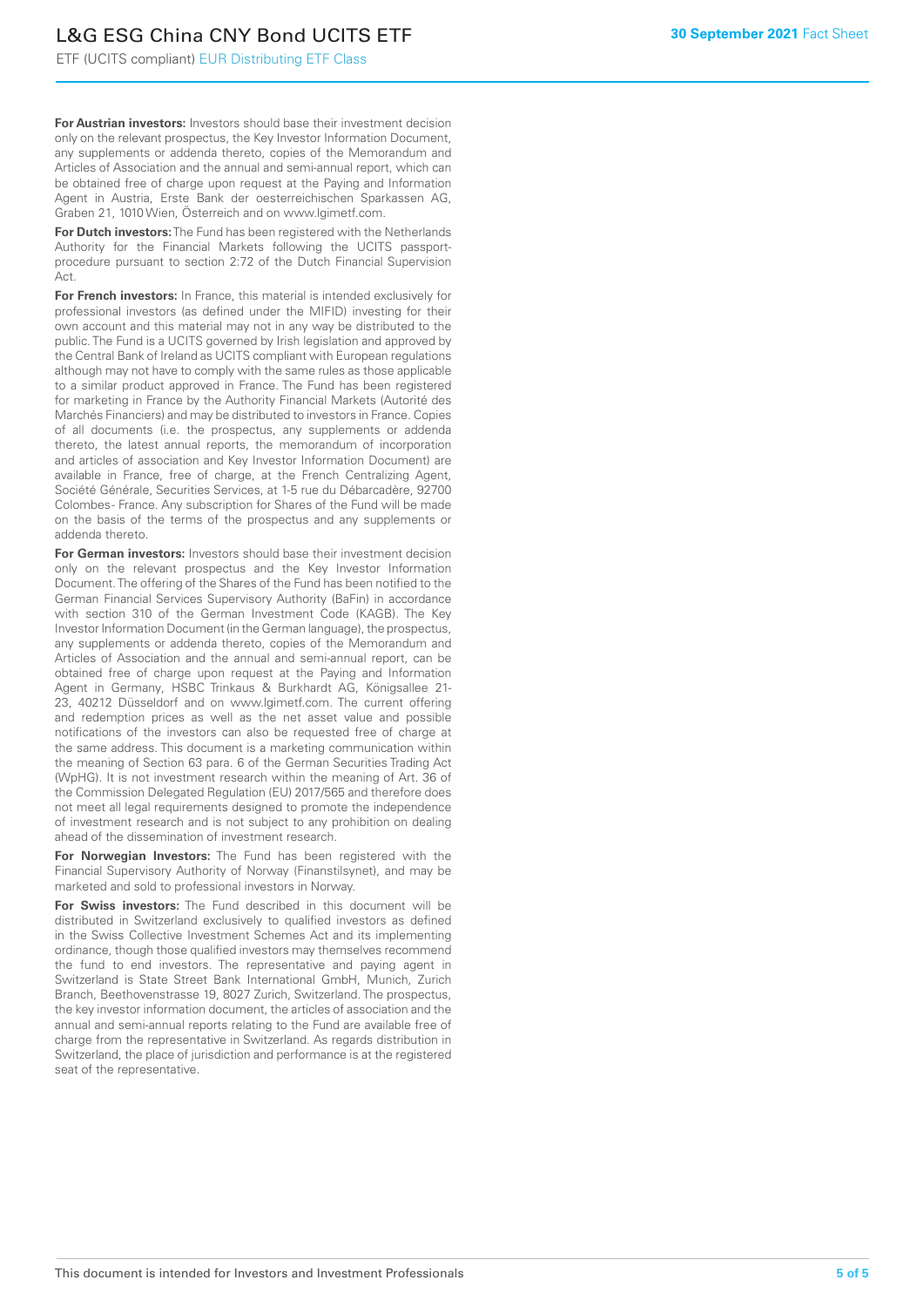**For Austrian investors:** Investors should base their investment decision only on the relevant prospectus, the Key Investor Information Document, any supplements or addenda thereto, copies of the Memorandum and Articles of Association and the annual and semi-annual report, which can be obtained free of charge upon request at the Paying and Information Agent in Austria, Erste Bank der oesterreichischen Sparkassen AG, Graben 21, 1010 Wien, Österreich and on www.lgimetf.com.

**For Dutch investors:** The Fund has been registered with the Netherlands Authority for the Financial Markets following the UCITS passport-procedure pursuant to section 2:72 of the Dutch Financial Supervision Act.

**For French investors:** In France, this material is intended exclusively for professional investors (as defined under the MIFID) investing for their own account and this material may not in any way be distributed to the public. The Fund is a UCITS governed by Irish legislation and approved by the Central Bank of Ireland as UCITS compliant with European regulations although may not have to comply with the same rules as those applicable to a similar product approved in France. The Fund has been registered for marketing in France by the Authority Financial Markets (Autorité des Marchés Financiers) and may be distributed to investors in France. Copies of all documents (i.e. the prospectus, any supplements or addenda thereto, the latest annual reports, the memorandum of incorporation and articles of association and Key Investor Information Document) are available in France, free of charge, at the French Centralizing Agent, Société Générale, Securities Services, at 1-5 rue du Débarcadère, 92700 Colombes- France. Any subscription for Shares of the Fund will be made on the basis of the terms of the prospectus and any supplements or addenda thereto.

**For German investors:** Investors should base their investment decision only on the relevant prospectus and the Key Investor Information Document. The offering of the Shares of the Fund has been notified to the German Financial Services Supervisory Authority (BaFin) in accordance with section 310 of the German Investment Code (KAGB). The Key Investor Information Document (in the German language), the prospectus, any supplements or addenda thereto, copies of the Memorandum and Articles of Association and the annual and semi-annual report, can be obtained free of charge upon request at the Paying and Information Agent in Germany, HSBC Trinkaus & Burkhardt AG, Königsallee 21-23, 40212 Düsseldorf and on www.lgimetf.com. The current offering and redemption prices as well as the net asset value and possible notifications of the investors can also be requested free of charge at the same address. This document is a marketing communication within the meaning of Section 63 para. 6 of the German Securities Trading Act (WpHG). It is not investment research within the meaning of Art. 36 of the Commission Delegated Regulation (EU) 2017/565 and therefore does not meet all legal requirements designed to promote the independence of investment research and is not subject to any prohibition on dealing ahead of the dissemination of investment research.

**For Norwegian Investors:** The Fund has been registered with the Financial Supervisory Authority of Norway (Finanstilsynet), and may be marketed and sold to professional investors in Norway.

**For Swiss investors:** The Fund described in this document will be distributed in Switzerland exclusively to qualified investors as defined in the Swiss Collective Investment Schemes Act and its implementing ordinance, though those qualified investors may themselves recommend the fund to end investors. The representative and paying agent in Switzerland is State Street Bank International GmbH, Munich, Zurich Branch, Beethovenstrasse 19, 8027 Zurich, Switzerland. The prospectus, the key investor information document, the articles of association and the annual and semi-annual reports relating to the Fund are available free of charge from the representative in Switzerland. As regards distribution in Switzerland, the place of jurisdiction and performance is at the registered seat of the representative.